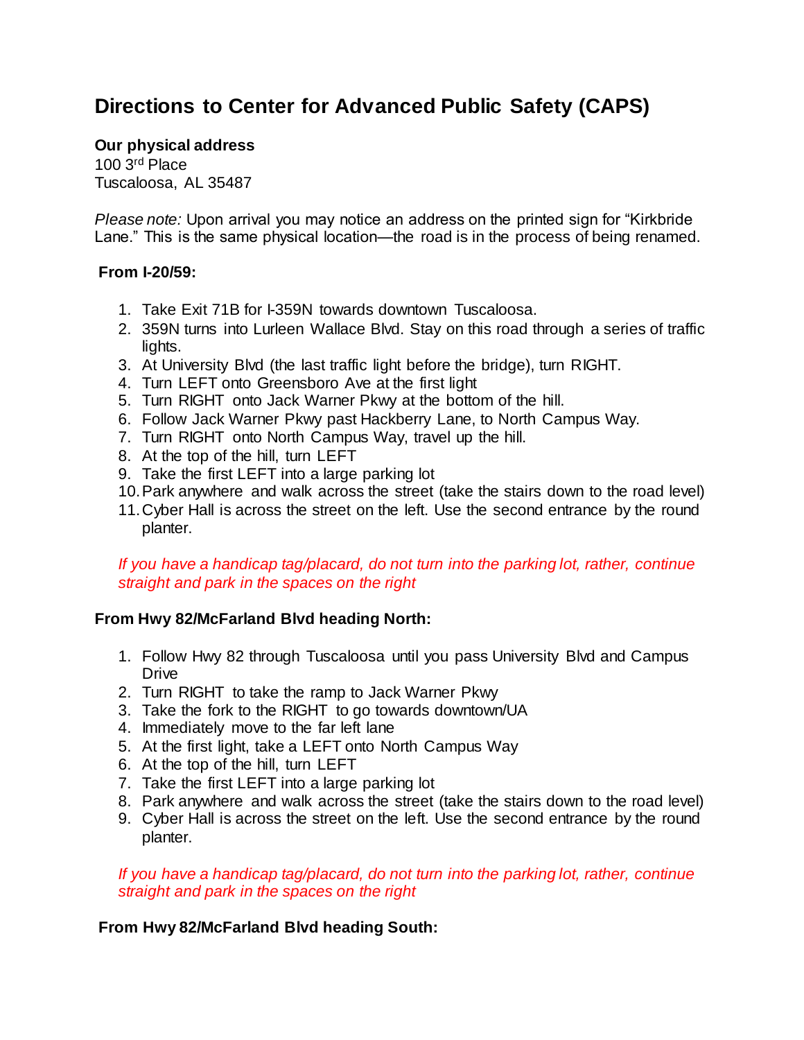# Directions to Center for Advanced Public Safety (CAPS)

**Our physical address**
100 3rd Place
Tuscaloosa, AL 35487

*Please note:* Upon arrival you may notice an address on the printed sign for "Kirkbride Lane." This is the same physical location—the road is in the process of being renamed.

**From I-20/59:**

1. Take Exit 71B for I-359N towards downtown Tuscaloosa.
2. 359N turns into Lurleen Wallace Blvd. Stay on this road through a series of traffic lights.
3. At University Blvd (the last traffic light before the bridge), turn RIGHT.
4. Turn LEFT onto Greensboro Ave at the first light
5. Turn RIGHT onto Jack Warner Pkwy at the bottom of the hill.
6. Follow Jack Warner Pkwy past Hackberry Lane, to North Campus Way.
7. Turn RIGHT onto North Campus Way, travel up the hill.
8. At the top of the hill, turn LEFT
9. Take the first LEFT into a large parking lot
10. Park anywhere and walk across the street (take the stairs down to the road level)
11. Cyber Hall is across the street on the left. Use the second entrance by the round planter.

*If you have a handicap tag/placard, do not turn into the parking lot, rather, continue straight and park in the spaces on the right*

**From Hwy 82/McFarland Blvd heading North:**

1. Follow Hwy 82 through Tuscaloosa until you pass University Blvd and Campus Drive
2. Turn RIGHT to take the ramp to Jack Warner Pkwy
3. Take the fork to the RIGHT to go towards downtown/UA
4. Immediately move to the far left lane
5. At the first light, take a LEFT onto North Campus Way
6. At the top of the hill, turn LEFT
7. Take the first LEFT into a large parking lot
8. Park anywhere and walk across the street (take the stairs down to the road level)
9. Cyber Hall is across the street on the left. Use the second entrance by the round planter.

*If you have a handicap tag/placard, do not turn into the parking lot, rather, continue straight and park in the spaces on the right*

**From Hwy 82/McFarland Blvd heading South:**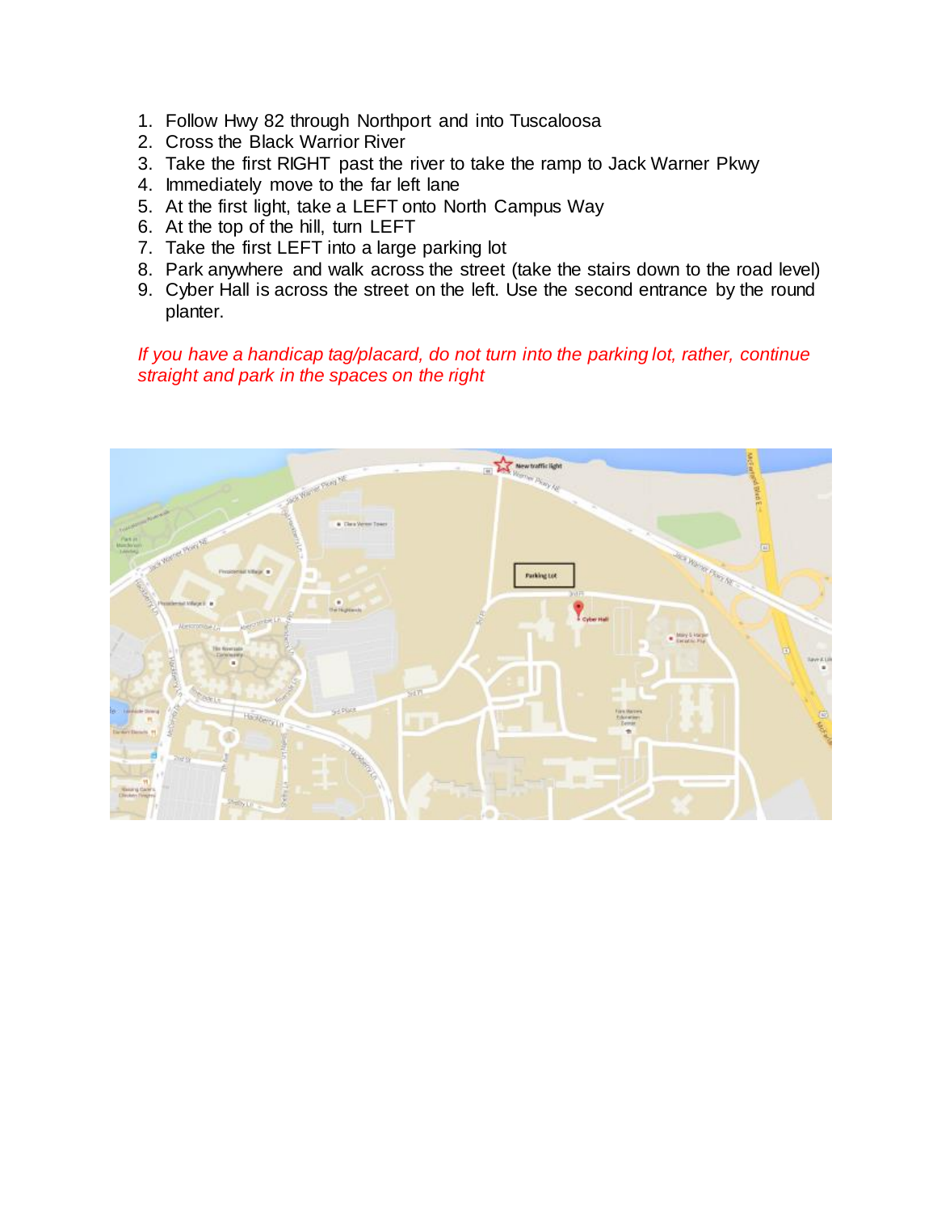1. Follow Hwy 82 through Northport and into Tuscaloosa
2. Cross the Black Warrior River
3. Take the first RIGHT past the river to take the ramp to Jack Warner Pkwy
4. Immediately move to the far left lane
5. At the first light, take a LEFT onto North Campus Way
6. At the top of the hill, turn LEFT
7. Take the first LEFT into a large parking lot
8. Park anywhere and walk across the street (take the stairs down to the road level)
9. Cyber Hall is across the street on the left. Use the second entrance by the round planter.

*If you have a handicap tag/placard, do not turn into the parking lot, rather, continue straight and park in the spaces on the right*

New traffic light

Parking Lot

Cyber Hall